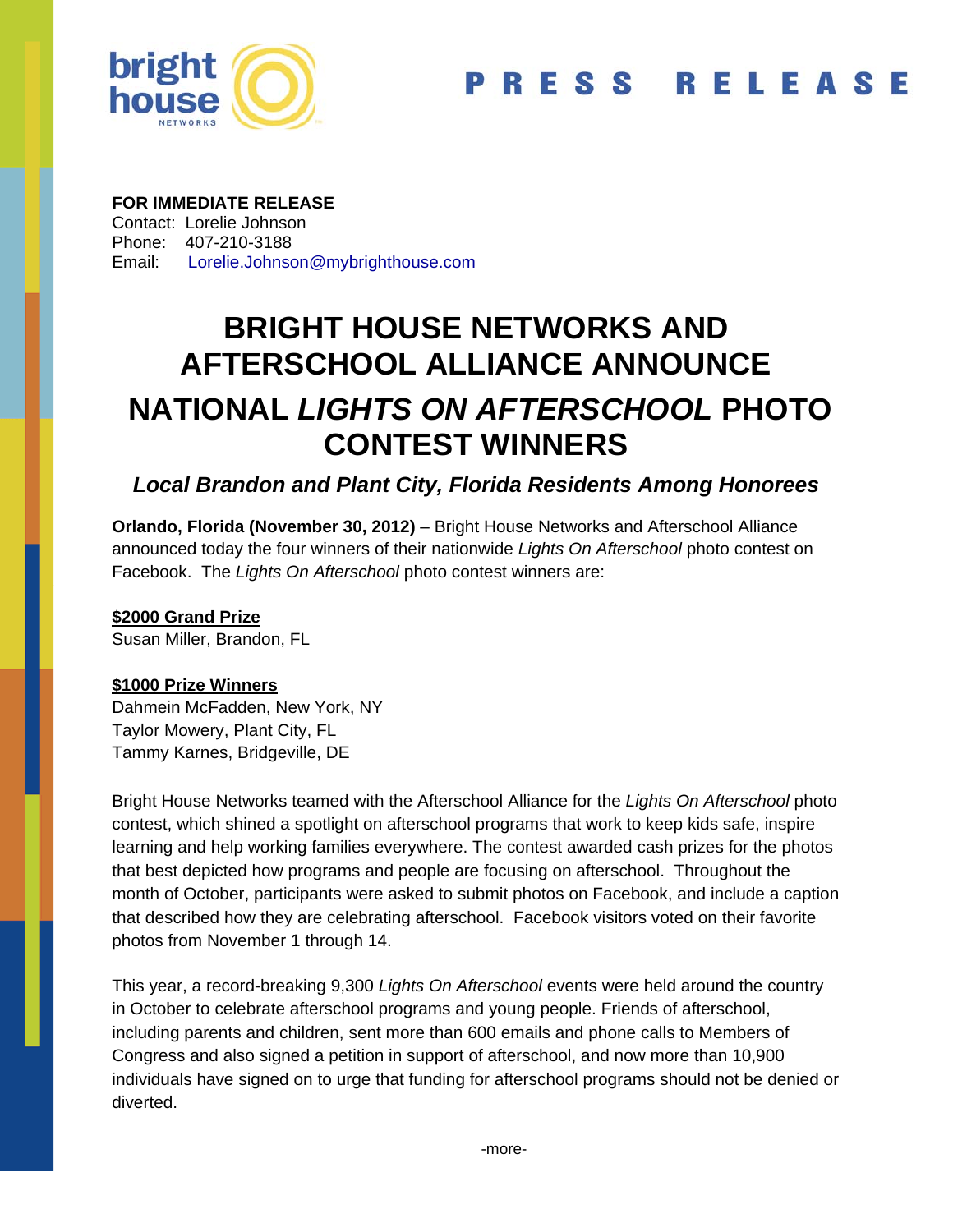PRESS RELEASE

**FOR IMMEDIATE RELEASE**
Contact: Lorelie Johnson
Phone: 407-210-3188
Email: Lorelie.Johnson@mybrighthouse.com

# BRIGHT HOUSE NETWORKS AND AFTERSCHOOL ALLIANCE ANNOUNCE NATIONAL *LIGHTS ON AFTERSCHOOL* PHOTO CONTEST WINNERS

### *Local Brandon and Plant City, Florida Residents Among Honorees*

**Orlando, Florida (November 30, 2012)** – Bright House Networks and Afterschool Alliance announced today the four winners of their nationwide *Lights On Afterschool* photo contest on Facebook. The *Lights On Afterschool* photo contest winners are:

**$2000 Grand Prize**
Susan Miller, Brandon, FL

**$1000 Prize Winners**
Dahmein McFadden, New York, NY
Taylor Mowery, Plant City, FL
Tammy Karnes, Bridgeville, DE

Bright House Networks teamed with the Afterschool Alliance for the *Lights On Afterschool* photo contest, which shined a spotlight on afterschool programs that work to keep kids safe, inspire learning and help working families everywhere. The contest awarded cash prizes for the photos that best depicted how programs and people are focusing on afterschool. Throughout the month of October, participants were asked to submit photos on Facebook, and include a caption that described how they are celebrating afterschool. Facebook visitors voted on their favorite photos from November 1 through 14.

This year, a record-breaking 9,300 *Lights On Afterschool* events were held around the country in October to celebrate afterschool programs and young people. Friends of afterschool, including parents and children, sent more than 600 emails and phone calls to Members of Congress and also signed a petition in support of afterschool, and now more than 10,900 individuals have signed on to urge that funding for afterschool programs should not be denied or diverted.

-more-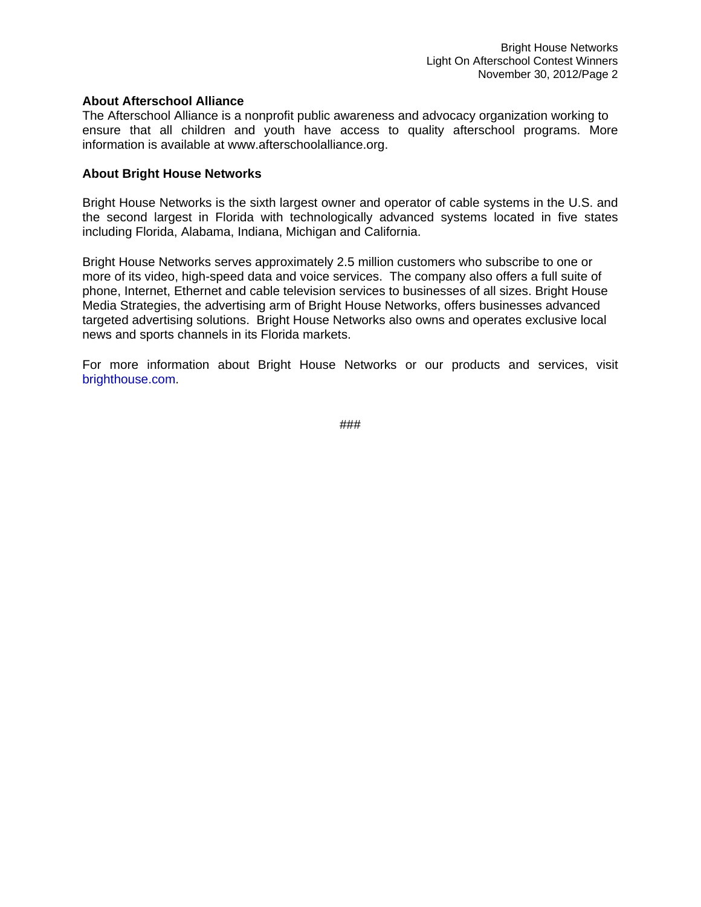**About Afterschool Alliance**

The Afterschool Alliance is a nonprofit public awareness and advocacy organization working to ensure that all children and youth have access to quality afterschool programs. More information is available at www.afterschoolalliance.org.

**About Bright House Networks**

Bright House Networks is the sixth largest owner and operator of cable systems in the U.S. and the second largest in Florida with technologically advanced systems located in five states including Florida, Alabama, Indiana, Michigan and California.

Bright House Networks serves approximately 2.5 million customers who subscribe to one or more of its video, high-speed data and voice services. The company also offers a full suite of phone, Internet, Ethernet and cable television services to businesses of all sizes. Bright House Media Strategies, the advertising arm of Bright House Networks, offers businesses advanced targeted advertising solutions. Bright House Networks also owns and operates exclusive local news and sports channels in its Florida markets.

For more information about Bright House Networks or our products and services, visit brighthouse.com.

###